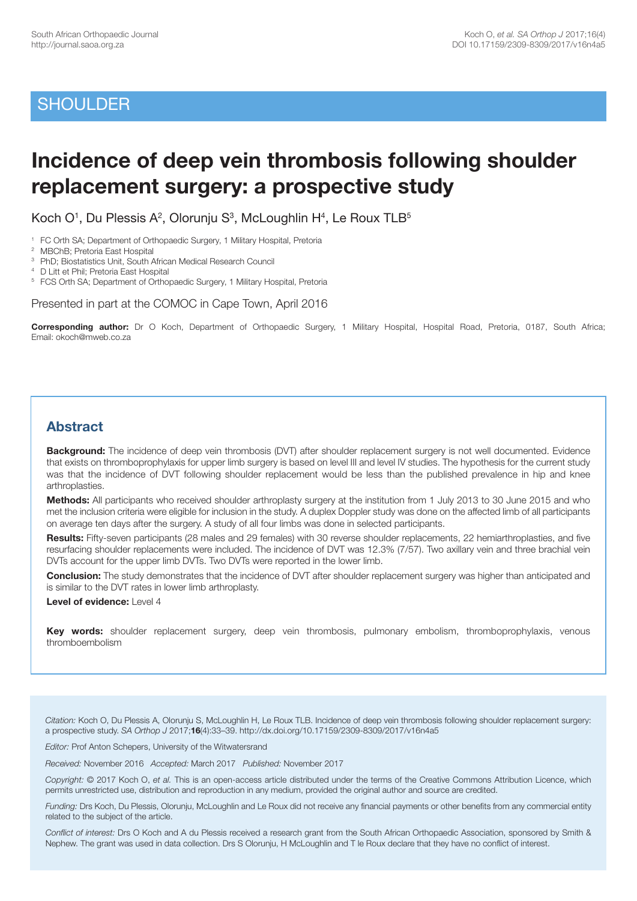SHOULDER

# Incidence of deep vein thrombosis following shoulder replacement surgery: a prospective study

Koch O[1], Du Plessis A[2], Olorunju S[3], McLoughlin H[4], Le Roux TLB[5]

[1] FC Orth SA; Department of Orthopaedic Surgery, 1 Military Hospital, Pretoria
[2] MBChB; Pretoria East Hospital
[3] PhD; Biostatistics Unit, South African Medical Research Council
[4] D Litt et Phil; Pretoria East Hospital
[5] FCS Orth SA; Department of Orthopaedic Surgery, 1 Military Hospital, Pretoria

Presented in part at the COMOC in Cape Town, April 2016

**Corresponding author:** Dr O Koch, Department of Orthopaedic Surgery, 1 Military Hospital, Hospital Road, Pretoria, 0187, South Africa; Email: okoch@mweb.co.za

## Abstract

**Background:** The incidence of deep vein thrombosis (DVT) after shoulder replacement surgery is not well documented. Evidence that exists on thromboprophylaxis for upper limb surgery is based on level III and level IV studies. The hypothesis for the current study was that the incidence of DVT following shoulder replacement would be less than the published prevalence in hip and knee arthroplasties.

**Methods:** All participants who received shoulder arthroplasty surgery at the institution from 1 July 2013 to 30 June 2015 and who met the inclusion criteria were eligible for inclusion in the study. A duplex Doppler study was done on the affected limb of all participants on average ten days after the surgery. A study of all four limbs was done in selected participants.

**Results:** Fifty-seven participants (28 males and 29 females) with 30 reverse shoulder replacements, 22 hemiarthroplasties, and five resurfacing shoulder replacements were included. The incidence of DVT was 12.3% (7/57). Two axillary vein and three brachial vein DVTs account for the upper limb DVTs. Two DVTs were reported in the lower limb.

**Conclusion:** The study demonstrates that the incidence of DVT after shoulder replacement surgery was higher than anticipated and is similar to the DVT rates in lower limb arthroplasty.

**Level of evidence:** Level 4

**Key words:** shoulder replacement surgery, deep vein thrombosis, pulmonary embolism, thromboprophylaxis, venous thromboembolism

*Citation:* Koch O, Du Plessis A, Olorunju S, McLoughlin H, Le Roux TLB. Incidence of deep vein thrombosis following shoulder replacement surgery: a prospective study. *SA Orthop J* 2017;**16**(4):33–39. http://dx.doi.org/10.17159/2309-8309/2017/v16n4a5

*Editor:* Prof Anton Schepers, University of the Witwatersrand

*Received:* November 2016 *Accepted:* March 2017 *Published:* November 2017

*Copyright:* © 2017 Koch O, *et al.* This is an open-access article distributed under the terms of the Creative Commons Attribution Licence, which permits unrestricted use, distribution and reproduction in any medium, provided the original author and source are credited.

*Funding:* Drs Koch, Du Plessis, Olorunju, McLoughlin and Le Roux did not receive any financial payments or other benefits from any commercial entity related to the subject of the article.

*Conflict of interest:* Drs O Koch and A du Plessis received a research grant from the South African Orthopaedic Association, sponsored by Smith & Nephew. The grant was used in data collection. Drs S Olorunju, H McLoughlin and T le Roux declare that they have no conflict of interest.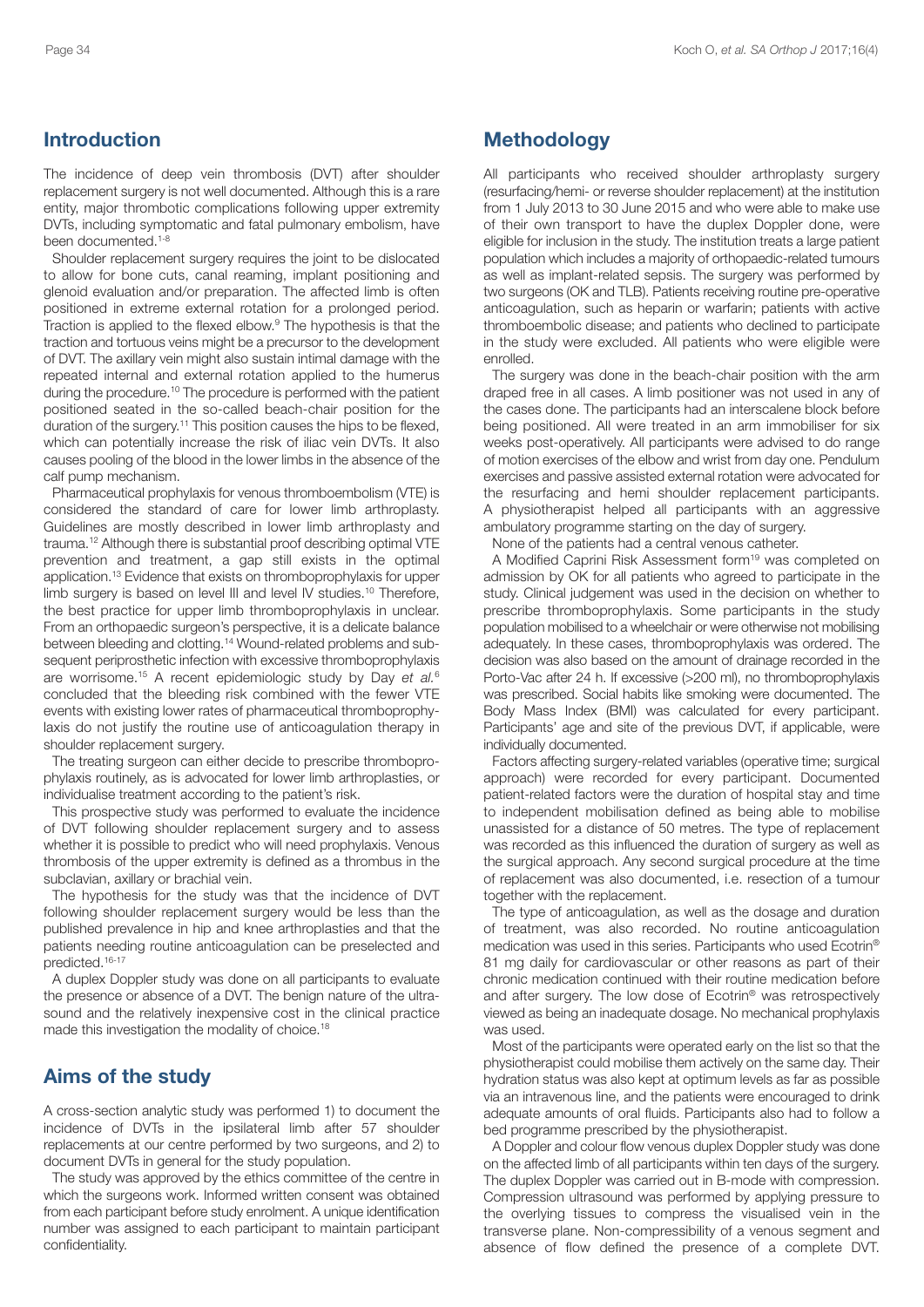## Introduction

The incidence of deep vein thrombosis (DVT) after shoulder replacement surgery is not well documented. Although this is a rare entity, major thrombotic complications following upper extremity DVTs, including symptomatic and fatal pulmonary embolism, have been documented.[1-8]

Shoulder replacement surgery requires the joint to be dislocated to allow for bone cuts, canal reaming, implant positioning and glenoid evaluation and/or preparation. The affected limb is often positioned in extreme external rotation for a prolonged period. Traction is applied to the flexed elbow.[9] The hypothesis is that the traction and tortuous veins might be a precursor to the development of DVT. The axillary vein might also sustain intimal damage with the repeated internal and external rotation applied to the humerus during the procedure.[10] The procedure is performed with the patient positioned seated in the so-called beach-chair position for the duration of the surgery.[11] This position causes the hips to be flexed, which can potentially increase the risk of iliac vein DVTs. It also causes pooling of the blood in the lower limbs in the absence of the calf pump mechanism.

Pharmaceutical prophylaxis for venous thromboembolism (VTE) is considered the standard of care for lower limb arthroplasty. Guidelines are mostly described in lower limb arthroplasty and trauma.[12] Although there is substantial proof describing optimal VTE prevention and treatment, a gap still exists in the optimal application.[13] Evidence that exists on thromboprophylaxis for upper limb surgery is based on level III and level IV studies.[10] Therefore, the best practice for upper limb thromboprophylaxis in unclear. From an orthopaedic surgeon's perspective, it is a delicate balance between bleeding and clotting.[14] Wound-related problems and subsequent periprosthetic infection with excessive thromboprophylaxis are worrisome.[15] A recent epidemiologic study by Day *et al.*[6] concluded that the bleeding risk combined with the fewer VTE events with existing lower rates of pharmaceutical thromboprophylaxis do not justify the routine use of anticoagulation therapy in shoulder replacement surgery.

The treating surgeon can either decide to prescribe thromboprophylaxis routinely, as is advocated for lower limb arthroplasties, or individualise treatment according to the patient's risk.

This prospective study was performed to evaluate the incidence of DVT following shoulder replacement surgery and to assess whether it is possible to predict who will need prophylaxis. Venous thrombosis of the upper extremity is defined as a thrombus in the subclavian, axillary or brachial vein.

The hypothesis for the study was that the incidence of DVT following shoulder replacement surgery would be less than the published prevalence in hip and knee arthroplasties and that the patients needing routine anticoagulation can be preselected and predicted.[16-17]

A duplex Doppler study was done on all participants to evaluate the presence or absence of a DVT. The benign nature of the ultrasound and the relatively inexpensive cost in the clinical practice made this investigation the modality of choice.[18]

## Aims of the study

A cross-section analytic study was performed 1) to document the incidence of DVTs in the ipsilateral limb after 57 shoulder replacements at our centre performed by two surgeons, and 2) to document DVTs in general for the study population.

The study was approved by the ethics committee of the centre in which the surgeons work. Informed written consent was obtained from each participant before study enrolment. A unique identification number was assigned to each participant to maintain participant confidentiality.

## Methodology

All participants who received shoulder arthroplasty surgery (resurfacing/hemi- or reverse shoulder replacement) at the institution from 1 July 2013 to 30 June 2015 and who were able to make use of their own transport to have the duplex Doppler done, were eligible for inclusion in the study. The institution treats a large patient population which includes a majority of orthopaedic-related tumours as well as implant-related sepsis. The surgery was performed by two surgeons (OK and TLB). Patients receiving routine pre-operative anticoagulation, such as heparin or warfarin; patients with active thromboembolic disease; and patients who declined to participate in the study were excluded. All patients who were eligible were enrolled.

The surgery was done in the beach-chair position with the arm draped free in all cases. A limb positioner was not used in any of the cases done. The participants had an interscalene block before being positioned. All were treated in an arm immobiliser for six weeks post-operatively. All participants were advised to do range of motion exercises of the elbow and wrist from day one. Pendulum exercises and passive assisted external rotation were advocated for the resurfacing and hemi shoulder replacement participants. A physiotherapist helped all participants with an aggressive ambulatory programme starting on the day of surgery.

None of the patients had a central venous catheter.

A Modified Caprini Risk Assessment form[19] was completed on admission by OK for all patients who agreed to participate in the study. Clinical judgement was used in the decision on whether to prescribe thromboprophylaxis. Some participants in the study population mobilised to a wheelchair or were otherwise not mobilising adequately. In these cases, thromboprophylaxis was ordered. The decision was also based on the amount of drainage recorded in the Porto-Vac after 24 h. If excessive (>200 ml), no thromboprophylaxis was prescribed. Social habits like smoking were documented. The Body Mass Index (BMI) was calculated for every participant. Participants' age and site of the previous DVT, if applicable, were individually documented.

Factors affecting surgery-related variables (operative time; surgical approach) were recorded for every participant. Documented patient-related factors were the duration of hospital stay and time to independent mobilisation defined as being able to mobilise unassisted for a distance of 50 metres. The type of replacement was recorded as this influenced the duration of surgery as well as the surgical approach. Any second surgical procedure at the time of replacement was also documented, i.e. resection of a tumour together with the replacement.

The type of anticoagulation, as well as the dosage and duration of treatment, was also recorded. No routine anticoagulation medication was used in this series. Participants who used Ecotrin® 81 mg daily for cardiovascular or other reasons as part of their chronic medication continued with their routine medication before and after surgery. The low dose of Ecotrin® was retrospectively viewed as being an inadequate dosage. No mechanical prophylaxis was used.

Most of the participants were operated early on the list so that the physiotherapist could mobilise them actively on the same day. Their hydration status was also kept at optimum levels as far as possible via an intravenous line, and the patients were encouraged to drink adequate amounts of oral fluids. Participants also had to follow a bed programme prescribed by the physiotherapist.

A Doppler and colour flow venous duplex Doppler study was done on the affected limb of all participants within ten days of the surgery. The duplex Doppler was carried out in B-mode with compression. Compression ultrasound was performed by applying pressure to the overlying tissues to compress the visualised vein in the transverse plane. Non-compressibility of a venous segment and absence of flow defined the presence of a complete DVT.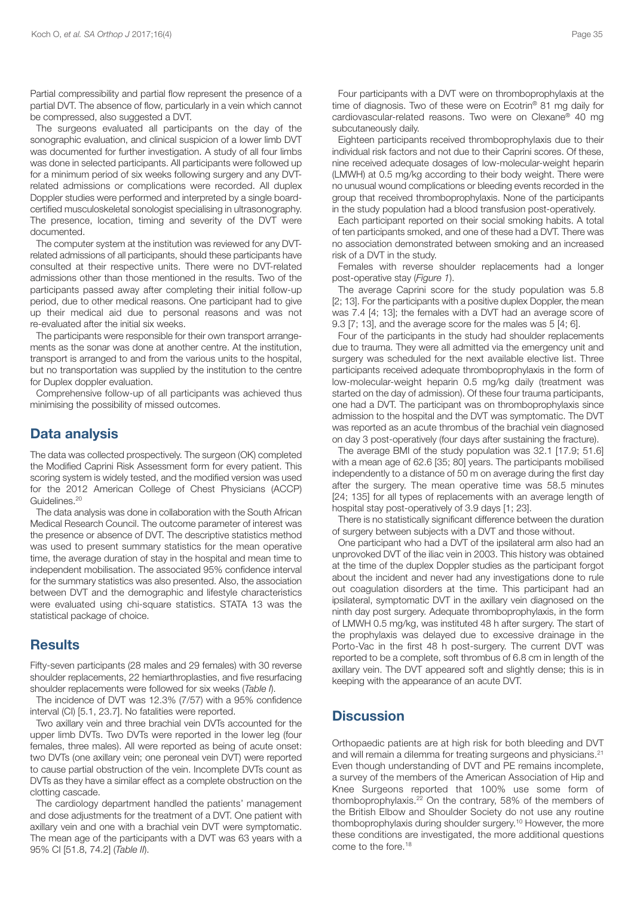Partial compressibility and partial flow represent the presence of a partial DVT. The absence of flow, particularly in a vein which cannot be compressed, also suggested a DVT.

The surgeons evaluated all participants on the day of the sonographic evaluation, and clinical suspicion of a lower limb DVT was documented for further investigation. A study of all four limbs was done in selected participants. All participants were followed up for a minimum period of six weeks following surgery and any DVT-related admissions or complications were recorded. All duplex Doppler studies were performed and interpreted by a single board-certified musculoskeletal sonologist specialising in ultrasonography. The presence, location, timing and severity of the DVT were documented.

The computer system at the institution was reviewed for any DVT-related admissions of all participants, should these participants have consulted at their respective units. There were no DVT-related admissions other than those mentioned in the results. Two of the participants passed away after completing their initial follow-up period, due to other medical reasons. One participant had to give up their medical aid due to personal reasons and was not re-evaluated after the initial six weeks.

The participants were responsible for their own transport arrangements as the sonar was done at another centre. At the institution, transport is arranged to and from the various units to the hospital, but no transportation was supplied by the institution to the centre for Duplex doppler evaluation.

Comprehensive follow-up of all participants was achieved thus minimising the possibility of missed outcomes.

## Data analysis

The data was collected prospectively. The surgeon (OK) completed the Modified Caprini Risk Assessment form for every patient. This scoring system is widely tested, and the modified version was used for the 2012 American College of Chest Physicians (ACCP) Guidelines.[20]

The data analysis was done in collaboration with the South African Medical Research Council. The outcome parameter of interest was the presence or absence of DVT. The descriptive statistics method was used to present summary statistics for the mean operative time, the average duration of stay in the hospital and mean time to independent mobilisation. The associated 95% confidence interval for the summary statistics was also presented. Also, the association between DVT and the demographic and lifestyle characteristics were evaluated using chi-square statistics. STATA 13 was the statistical package of choice.

## Results

Fifty-seven participants (28 males and 29 females) with 30 reverse shoulder replacements, 22 hemiarthroplasties, and five resurfacing shoulder replacements were followed for six weeks (*Table I*).

The incidence of DVT was 12.3% (7/57) with a 95% confidence interval (CI) [5.1, 23.7]. No fatalities were reported.

Two axillary vein and three brachial vein DVTs accounted for the upper limb DVTs. Two DVTs were reported in the lower leg (four females, three males). All were reported as being of acute onset: two DVTs (one axillary vein; one peroneal vein DVT) were reported to cause partial obstruction of the vein. Incomplete DVTs count as DVTs as they have a similar effect as a complete obstruction on the clotting cascade.

The cardiology department handled the patients' management and dose adjustments for the treatment of a DVT. One patient with axillary vein and one with a brachial vein DVT were symptomatic. The mean age of the participants with a DVT was 63 years with a 95% CI [51.8, 74.2] (*Table II*).

Four participants with a DVT were on thromboprophylaxis at the time of diagnosis. Two of these were on Ecotrin® 81 mg daily for cardiovascular-related reasons. Two were on Clexane® 40 mg subcutaneously daily.

Eighteen participants received thromboprophylaxis due to their individual risk factors and not due to their Caprini scores. Of these, nine received adequate dosages of low-molecular-weight heparin (LMWH) at 0.5 mg/kg according to their body weight. There were no unusual wound complications or bleeding events recorded in the group that received thromboprophylaxis. None of the participants in the study population had a blood transfusion post-operatively.

Each participant reported on their social smoking habits. A total of ten participants smoked, and one of these had a DVT. There was no association demonstrated between smoking and an increased risk of a DVT in the study.

Females with reverse shoulder replacements had a longer post-operative stay (*Figure 1*).

The average Caprini score for the study population was 5.8 [2; 13]. For the participants with a positive duplex Doppler, the mean was 7.4 [4; 13]; the females with a DVT had an average score of 9.3 [7; 13], and the average score for the males was 5 [4; 6].

Four of the participants in the study had shoulder replacements due to trauma. They were all admitted via the emergency unit and surgery was scheduled for the next available elective list. Three participants received adequate thromboprophylaxis in the form of low-molecular-weight heparin 0.5 mg/kg daily (treatment was started on the day of admission). Of these four trauma participants, one had a DVT. The participant was on thromboprophylaxis since admission to the hospital and the DVT was symptomatic. The DVT was reported as an acute thrombus of the brachial vein diagnosed on day 3 post-operatively (four days after sustaining the fracture).

The average BMI of the study population was 32.1 [17.9; 51.6] with a mean age of 62.6 [35; 80] years. The participants mobilised independently to a distance of 50 m on average during the first day after the surgery. The mean operative time was 58.5 minutes [24; 135] for all types of replacements with an average length of hospital stay post-operatively of 3.9 days [1; 23].

There is no statistically significant difference between the duration of surgery between subjects with a DVT and those without.

One participant who had a DVT of the ipsilateral arm also had an unprovoked DVT of the iliac vein in 2003. This history was obtained at the time of the duplex Doppler studies as the participant forgot about the incident and never had any investigations done to rule out coagulation disorders at the time. This participant had an ipsilateral, symptomatic DVT in the axillary vein diagnosed on the ninth day post surgery. Adequate thromboprophylaxis, in the form of LMWH 0.5 mg/kg, was instituted 48 h after surgery. The start of the prophylaxis was delayed due to excessive drainage in the Porto-Vac in the first 48 h post-surgery. The current DVT was reported to be a complete, soft thrombus of 6.8 cm in length of the axillary vein. The DVT appeared soft and slightly dense; this is in keeping with the appearance of an acute DVT.

## Discussion

Orthopaedic patients are at high risk for both bleeding and DVT and will remain a dilemma for treating surgeons and physicians.[21] Even though understanding of DVT and PE remains incomplete, a survey of the members of the American Association of Hip and Knee Surgeons reported that 100% use some form of thomboprophylaxis.[22] On the contrary, 58% of the members of the British Elbow and Shoulder Society do not use any routine thomboprophylaxis during shoulder surgery.[10] However, the more these conditions are investigated, the more additional questions come to the fore.[18]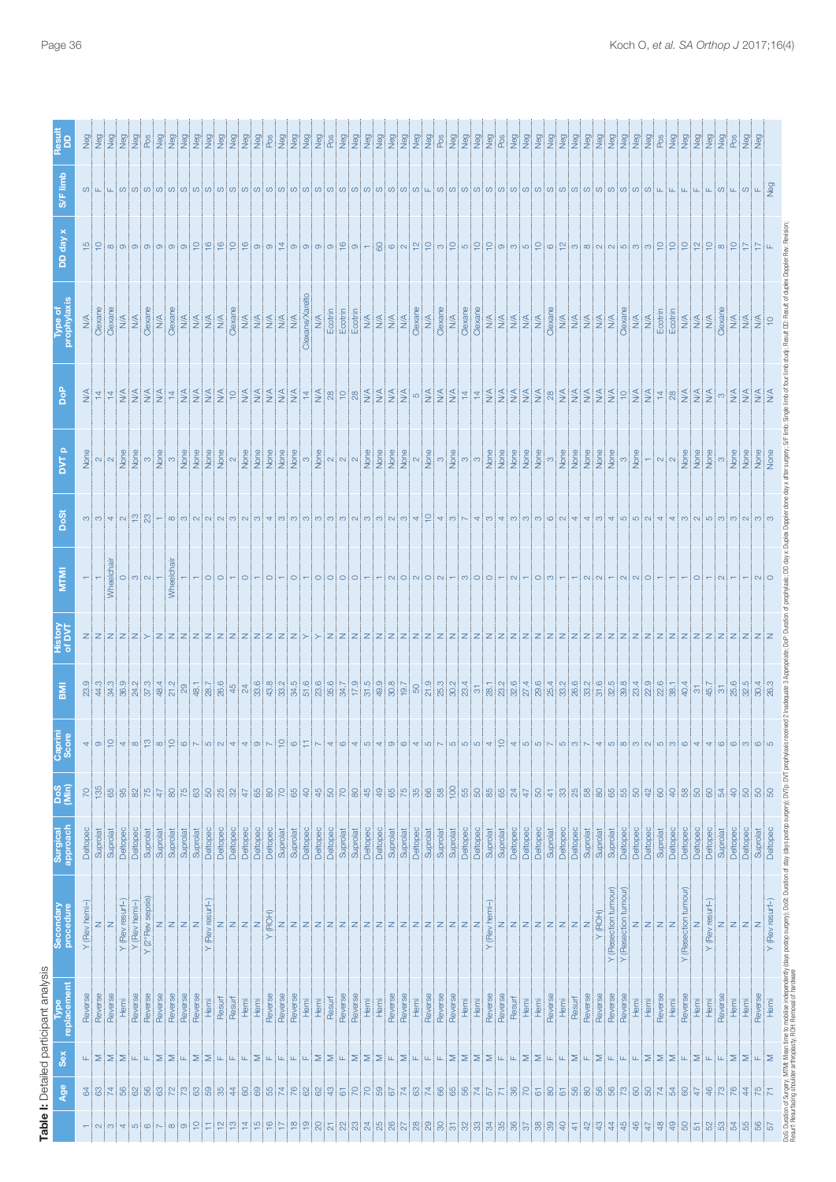**Table I:** Detailed participant analysis

| | Age | Sex | Type replacement | Secondary procedure | Surgical approach | DoS (Min) | Caprini Score | BMI | History of DVT | MTMI | DoSt | DVT p | DoP | Type of prophylaxis | DD day x | S/F limb | Result DD |
|---|---|---|---|---|---|---|---|---|---|---|---|---|---|---|---|---|---|
| 1 | 64 | F | Reverse | Y (Rev hemi–) | Deltopec | 70 | 4 | 23.9 | N | 1 | 3 | None | N/A | N/A | 15 | S | Neg |
| 2 | 63 | M | Reverse | N | Suprolat | 135 | 9 | 44.3 | N | 1 | 3 | 2 | 14 | Clexane | 10 | F | Neg |
| 3 | 74 | M | Reverse | N | Suprolat | 65 | 10 | 34.3 | N | Wheelchair | 4 | 2 | 14 | Clexane | 8 | F | Neg |
| 4 | 56 | M | Hemi | Y (Rev resurf–) | Deltopec | 95 | 4 | 36.9 | N | 0 | 2 | None | N/A | N/A | 9 | S | Neg |
| 5 | 62 | F | Reverse | Y (Rev hemi–) | Deltopec | 82 | 8 | 24.2 | N | 3 | 13 | None | N/A | N/A | 9 | S | Neg |
| 6 | 56 | F | Reverse | Y (2° Rev sepsis) | Suprolat | 75 | 13 | 37.3 | Y | 2 | 23 | 3 | N/A | Clexane | 9 | S | Pos |
| 7 | 63 | M | Reverse | N | Suprolat | 47 | 8 | 48.4 | N | 1 | 1 | None | N/A | N/A | 9 | S | Neg |
| 8 | 72 | M | Reverse | N | Suprolat | 80 | 10 | 21.2 | N | Wheelchair | 8 | 3 | 14 | Clexane | 9 | S | Neg |
| 9 | 73 | F | Reverse | N | Suprolat | 75 | 6 | 29 | N | 1 | 3 | None | N/A | N/A | 9 | S | Neg |
| 10 | 63 | F | Reverse | N | Suprolat | 63 | 7 | 48.1 | N | 1 | 2 | None | N/A | N/A | 10 | S | Neg |
| 11 | 59 | M | Hemi | Y (Rev resurf–) | Deltopec | 50 | 5 | 28.7 | N | 0 | 2 | None | N/A | N/A | 16 | S | Neg |
| 12 | 35 | F | Resurf | N | Deltopec | 25 | 2 | 26.6 | N | 0 | 2 | None | N/A | N/A | 16 | S | Neg |
| 13 | 44 | F | Resurf | N | Deltopec | 32 | 4 | 45 | N | 1 | 3 | 2 | 10 | Clexane | 10 | S | Neg |
| 14 | 60 | F | Hemi | N | Deltopec | 47 | 4 | 24 | N | 0 | 2 | None | N/A | N/A | 16 | S | Neg |
| 15 | 69 | M | Hemi | N | Deltopec | 65 | 9 | 33.6 | N | 1 | 3 | None | N/A | N/A | 9 | S | Neg |
| 16 | 55 | F | Reverse | Y (ROH) | Deltopec | 80 | 7 | 43.8 | N | 0 | 4 | None | N/A | N/A | 9 | S | Pos |
| 17 | 74 | F | Reverse | N | Suprolat | 70 | 10 | 33.2 | N | 1 | 1 | None | N/A | N/A | 14 | S | Neg |
| 18 | 76 | F | Reverse | N | Suprolat | 65 | 6 | 34.5 | N | 0 | 3 | None | N/A | N/A | 9 | S | Neg |
| 19 | 62 | F | Hemi | N | Deltopec | 40 | 11 | 51.6 | Y | 1 | 1 | 3 | 14 | Clexane/Xarelto | 9 | S | Neg |
| 20 | 62 | M | Hemi | N | Deltopec | 45 | 7 | 23.6 | Y | 0 | 3 | None | N/A | N/A | 9 | S | Neg |
| 21 | 43 | M | Resurf | N | Deltopec | 50 | 4 | 35.6 | N | 0 | 3 | 2 | 28 | Ecotrin | 9 | S | Pos |
| 22 | 61 | F | Reverse | N | Suprolat | 70 | 6 | 34.7 | N | 0 | 3 | 2 | 10 | Ecotrin | 16 | S | Neg |
| 23 | 70 | M | Reverse | N | Suprolat | 80 | 4 | 17.9 | N | 0 | 2 | 2 | 28 | Ecotrin | 9 | S | Neg |
| 24 | 70 | M | Hemi | N | Deltopec | 45 | 5 | 31.5 | N | 1 | 3 | None | N/A | N/A | 1 | S | Neg |
| 25 | 59 | M | Hemi | N | Deltopec | 49 | 4 | 49.9 | N | 1 | 3 | None | N/A | N/A | 60 | S | Neg |
| 26 | 67 | F | Reverse | N | Deltopec | 65 | 9 | 30.8 | N | 2 | 2 | None | N/A | N/A | 6 | S | Neg |
| 27 | 74 | M | Reverse | N | Suprolat | 75 | 6 | 19.7 | N | 0 | 3 | None | N/A | N/A | 2 | S | Neg |
| 28 | 63 | F | Hemi | N | Deltopec | 35 | 4 | 50 | N | 2 | 4 | 2 | 5 | Clexane | 12 | S | Neg |
| 29 | 74 | F | Reverse | N | Suprolat | 66 | 5 | 21.9 | N | 0 | 10 | None | N/A | N/A | 10 | F | Neg |
| 30 | 66 | F | Reverse | N | Suprolat | 58 | 7 | 25.3 | N | 2 | 4 | 3 | N/A | Clexane | 3 | S | Pos |
| 31 | 65 | M | Reverse | N | Suprolat | 100 | 5 | 30.2 | N | 1 | 3 | None | N/A | N/A | 10 | S | Neg |
| 32 | 56 | M | Hemi | N | Deltopec | 55 | 5 | 23.4 | N | 3 | 7 | 3 | 14 | Clexane | 5 | S | Neg |
| 33 | 74 | M | Hemi | N | Deltopec | 50 | 5 | 31 | N | 3 | 4 | 3 | 14 | Clexane | 10 | S | Neg |
| 34 | 57 | M | Reverse | Y (Rev hemi–) | Suprolat | 85 | 4 | 28.1 | N | 0 | 3 | None | N/A | N/A | 10 | S | Neg |
| 35 | 71 | F | Reverse | N | Suprolat | 65 | 10 | 23.2 | N | 1 | 4 | None | N/A | N/A | 9 | S | Pos |
| 36 | 36 | F | Resurf | N | Deltopec | 24 | 4 | 32.6 | N | 2 | 3 | None | N/A | N/A | 3 | S | Neg |
| 37 | 70 | M | Hemi | N | Deltopec | 47 | 5 | 27.4 | N | 1 | 3 | None | N/A | N/A | 5 | S | Neg |
| 38 | 61 | M | Hemi | N | Deltopec | 50 | 5 | 29.6 | N | 0 | 3 | None | N/A | N/A | 10 | S | Neg |
| 39 | 80 | F | Reverse | N | Suprolat | 41 | 7 | 25.4 | N | 3 | 6 | 3 | 28 | Clexane | 6 | S | Neg |
| 40 | 61 | F | Hemi | N | Deltopec | 33 | 5 | 33.2 | N | 1 | 2 | None | N/A | N/A | 12 | S | Neg |
| 41 | 56 | M | Resurf | N | Deltopec | 25 | 3 | 26.6 | N | 1 | 4 | None | N/A | N/A | 3 | S | Neg |
| 42 | 80 | F | Reverse | N | Suprolat | 58 | 7 | 33.2 | N | 2 | 4 | None | N/A | N/A | 8 | S | Neg |
| 43 | 56 | M | Reverse | Y (ROH) | Suprolat | 80 | 4 | 31.6 | N | 2 | 3 | None | N/A | N/A | 2 | S | Neg |
| 44 | 56 | F | Reverse | Y (Resection tumour) | Suprolat | 65 | 5 | 32.5 | N | 1 | 4 | None | N/A | N/A | 2 | S | Neg |
| 45 | 73 | F | Reverse | Y (Resection tumour) | Deltopec | 55 | 8 | 39.8 | N | 2 | 5 | 3 | 10 | Clexane | 5 | S | Neg |
| 46 | 60 | F | Hemi | N | Deltopec | 50 | 3 | 23.4 | N | 2 | 5 | None | N/A | N/A | 3 | S | Neg |
| 47 | 50 | M | Hemi | N | Deltopec | 42 | 2 | 22.9 | N | 0 | 2 | 1 | N/A | N/A | 3 | S | Neg |
| 48 | 74 | M | Reverse | N | Suprolat | 60 | 5 | 22.6 | N | 1 | 4 | 2 | 14 | Ecotrin | 10 | F | Pos |
| 49 | 54 | M | Hemi | N | Deltopec | 40 | 3 | 38.1 | N | 1 | 4 | 2 | 28 | Ecotrin | 10 | F | Neg |
| 50 | 60 | F | Reverse | Y (Resection tumour) | Deltopec | 58 | 6 | 40.4 | N | 1 | 3 | None | N/A | N/A | 10 | F | Neg |
| 51 | 47 | M | Hemi | N | Deltopec | 50 | 4 | 31 | N | 0 | 1 | None | N/A | N/A | 12 | F | Neg |
| 52 | 46 | F | Hemi | Y (Rev resurf–) | Deltopec | 60 | 4 | 45.7 | N | 1 | 5 | None | N/A | N/A | 10 | F | Neg |
| 53 | 73 | F | Reverse | N | Suprolat | 54 | 6 | 31 | N | 2 | 3 | 3 | 3 | Clexane | 8 | S | Neg |
| 54 | 76 | M | Hemi | N | Deltopec | 40 | 6 | 25.6 | N | 1 | 3 | None | N/A | N/A | 10 | F | Pos |
| 55 | 44 | M | Hemi | N | Deltopec | 50 | 3 | 32.5 | N | 1 | 2 | None | N/A | N/A | 17 | S | Neg |
| 56 | 75 | F | Reverse | N | Suprolat | 50 | 6 | 30.4 | N | 2 | 3 | None | N/A | N/A | 17 | F | Neg |
| 57 | 71 | M | Hemi | Y (Rev resurf–) | Deltopec | 50 | 5 | 26.3 | N | 0 | 2 | None | N/A | 10 | F | Neg | |

DoS: Duration of Surgery; MTMI: Mean time to mobilise independently (days postop surgery); DoSt: Duration of stay (days postop surgery); DVTp: DVT prophylaxis received 2 Inadequate 3 Appropriate; DoP: Duration of prophylaxis; DD day x: Duplex Doppler done day x after surgery; S/F limb: Single limb of four limb study; Result DD: Result of duplex Doppler Rev: Revision; Resurf: Resurfacing shoulder arthroplasty; ROH: Removal of hardware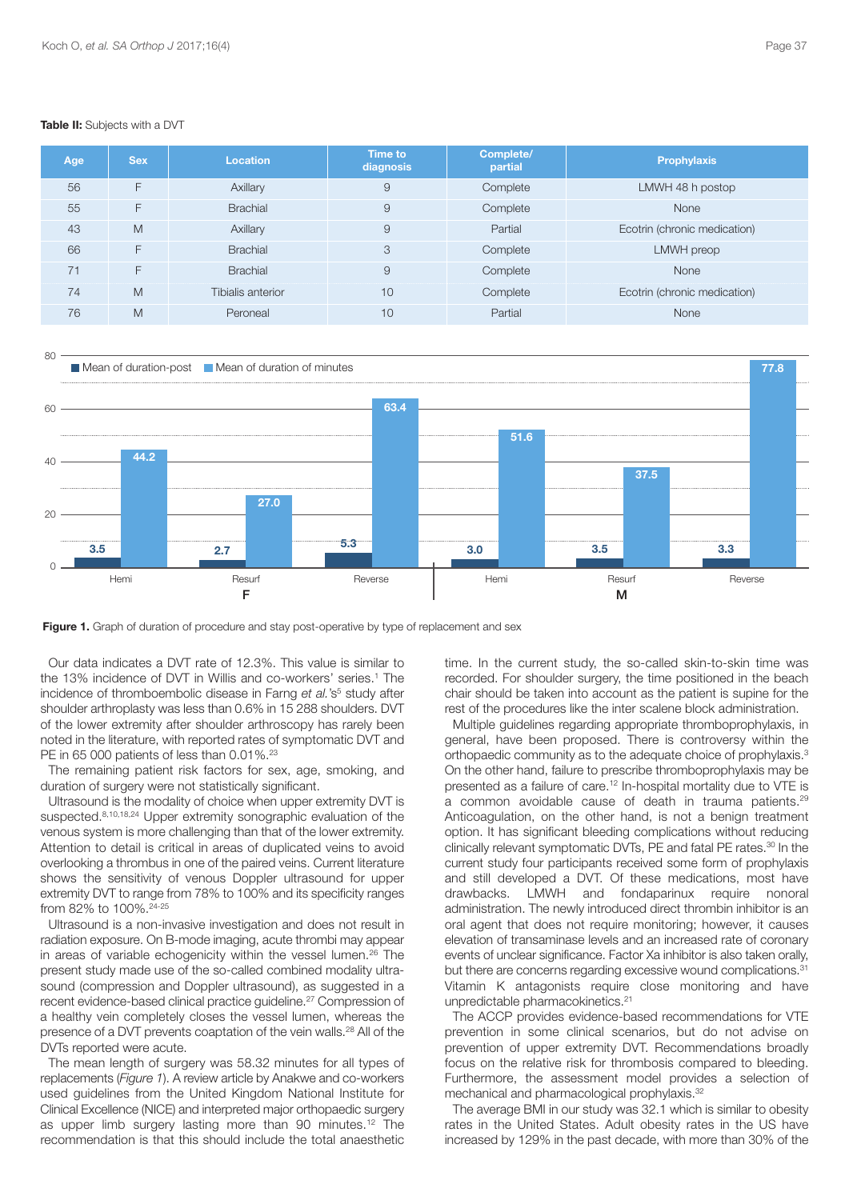**Table II:** Subjects with a DVT

| Age | Sex | Location | Time to diagnosis | Complete/ partial | Prophylaxis |
|---|---|---|---|---|---|
| 56 | F | Axillary | 9 | Complete | LMWH 48 h postop |
| 55 | F | Brachial | 9 | Complete | None |
| 43 | M | Axillary | 9 | Partial | Ecotrin (chronic medication) |
| 66 | F | Brachial | 3 | Complete | LMWH preop |
| 71 | F | Brachial | 9 | Complete | None |
| 74 | M | Tibialis anterior | 10 | Complete | Ecotrin (chronic medication) |
| 76 | M | Peroneal | 10 | Partial | None |

**Figure 1.** Graph of duration of procedure and stay post-operative by type of replacement and sex

Our data indicates a DVT rate of 12.3%. This value is similar to the 13% incidence of DVT in Willis and co-workers' series.[1] The incidence of thromboembolic disease in Farng *et al.*'s[5] study after shoulder arthroplasty was less than 0.6% in 15 288 shoulders. DVT of the lower extremity after shoulder arthroscopy has rarely been noted in the literature, with reported rates of symptomatic DVT and PE in 65 000 patients of less than 0.01%.[23]

The remaining patient risk factors for sex, age, smoking, and duration of surgery were not statistically significant.

Ultrasound is the modality of choice when upper extremity DVT is suspected.[8,10,18,24] Upper extremity sonographic evaluation of the venous system is more challenging than that of the lower extremity. Attention to detail is critical in areas of duplicated veins to avoid overlooking a thrombus in one of the paired veins. Current literature shows the sensitivity of venous Doppler ultrasound for upper extremity DVT to range from 78% to 100% and its specificity ranges from 82% to 100%.[24-25]

Ultrasound is a non-invasive investigation and does not result in radiation exposure. On B-mode imaging, acute thrombi may appear in areas of variable echogenicity within the vessel lumen.[26] The present study made use of the so-called combined modality ultrasound (compression and Doppler ultrasound), as suggested in a recent evidence-based clinical practice guideline.[27] Compression of a healthy vein completely closes the vessel lumen, whereas the presence of a DVT prevents coaptation of the vein walls.[28] All of the DVTs reported were acute.

The mean length of surgery was 58.32 minutes for all types of replacements (*Figure 1*). A review article by Anakwe and co-workers used guidelines from the United Kingdom National Institute for Clinical Excellence (NICE) and interpreted major orthopaedic surgery as upper limb surgery lasting more than 90 minutes.[12] The recommendation is that this should include the total anaesthetic time. In the current study, the so-called skin-to-skin time was recorded. For shoulder surgery, the time positioned in the beach chair should be taken into account as the patient is supine for the rest of the procedures like the inter scalene block administration.

Multiple guidelines regarding appropriate thromboprophylaxis, in general, have been proposed. There is controversy within the orthopaedic community as to the adequate choice of prophylaxis.[3] On the other hand, failure to prescribe thromboprophylaxis may be presented as a failure of care.[12] In-hospital mortality due to VTE is a common avoidable cause of death in trauma patients.[29] Anticoagulation, on the other hand, is not a benign treatment option. It has significant bleeding complications without reducing clinically relevant symptomatic DVTs, PE and fatal PE rates.[30] In the current study four participants received some form of prophylaxis and still developed a DVT. Of these medications, most have drawbacks. LMWH and fondaparinux require nonoral administration. The newly introduced direct thrombin inhibitor is an oral agent that does not require monitoring; however, it causes elevation of transaminase levels and an increased rate of coronary events of unclear significance. Factor Xa inhibitor is also taken orally, but there are concerns regarding excessive wound complications.[31] Vitamin K antagonists require close monitoring and have unpredictable pharmacokinetics.[21]

The ACCP provides evidence-based recommendations for VTE prevention in some clinical scenarios, but do not advise on prevention of upper extremity DVT. Recommendations broadly focus on the relative risk for thrombosis compared to bleeding. Furthermore, the assessment model provides a selection of mechanical and pharmacological prophylaxis.[32]

The average BMI in our study was 32.1 which is similar to obesity rates in the United States. Adult obesity rates in the US have increased by 129% in the past decade, with more than 30% of the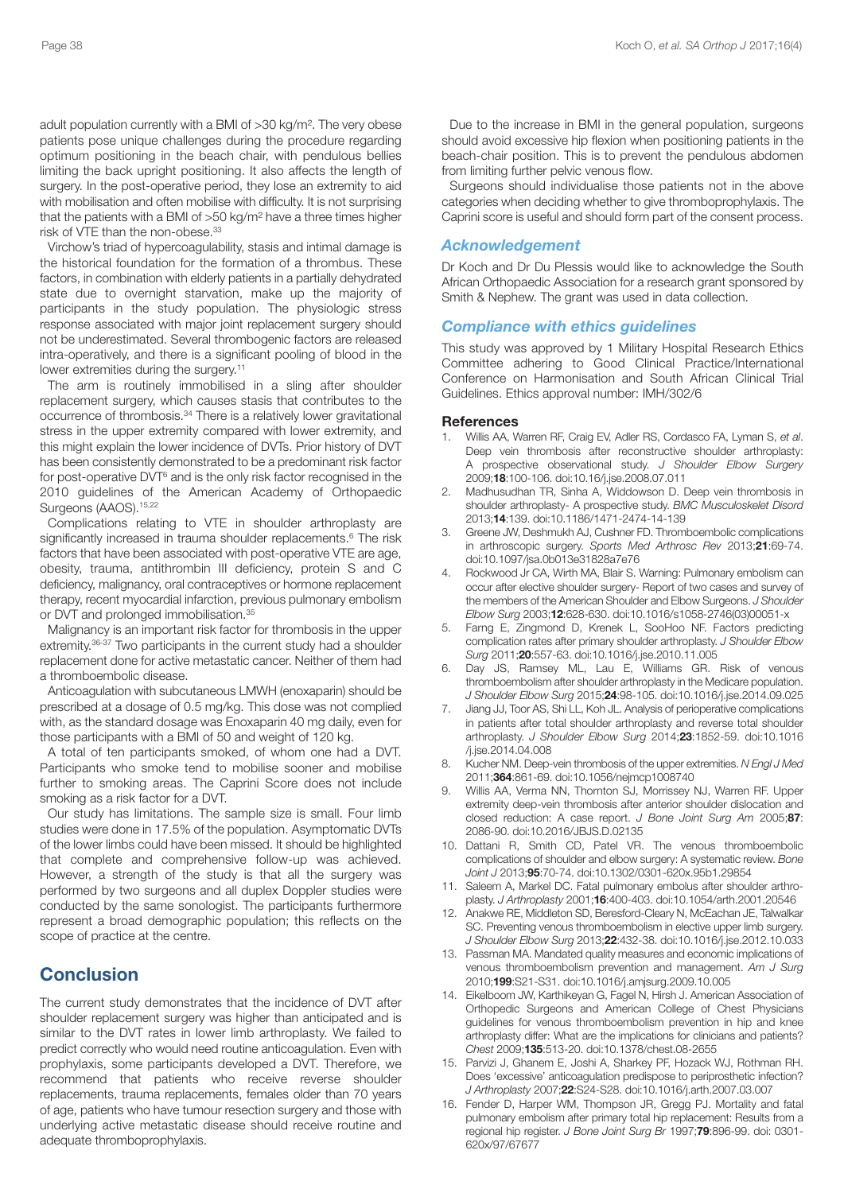adult population currently with a BMI of >30 kg/m². The very obese patients pose unique challenges during the procedure regarding optimum positioning in the beach chair, with pendulous bellies limiting the back upright positioning. It also affects the length of surgery. In the post-operative period, they lose an extremity to aid with mobilisation and often mobilise with difficulty. It is not surprising that the patients with a BMI of >50 kg/m² have a three times higher risk of VTE than the non-obese.[33]

Virchow's triad of hypercoagulability, stasis and intimal damage is the historical foundation for the formation of a thrombus. These factors, in combination with elderly patients in a partially dehydrated state due to overnight starvation, make up the majority of participants in the study population. The physiologic stress response associated with major joint replacement surgery should not be underestimated. Several thrombogenic factors are released intra-operatively, and there is a significant pooling of blood in the lower extremities during the surgery.[11]

The arm is routinely immobilised in a sling after shoulder replacement surgery, which causes stasis that contributes to the occurrence of thrombosis.[34] There is a relatively lower gravitational stress in the upper extremity compared with lower extremity, and this might explain the lower incidence of DVTs. Prior history of DVT has been consistently demonstrated to be a predominant risk factor for post-operative DVT[6] and is the only risk factor recognised in the 2010 guidelines of the American Academy of Orthopaedic Surgeons (AAOS).[15,22]

Complications relating to VTE in shoulder arthroplasty are significantly increased in trauma shoulder replacements.[6] The risk factors that have been associated with post-operative VTE are age, obesity, trauma, antithrombin III deficiency, protein S and C deficiency, malignancy, oral contraceptives or hormone replacement therapy, recent myocardial infarction, previous pulmonary embolism or DVT and prolonged immobilisation.[35]

Malignancy is an important risk factor for thrombosis in the upper extremity.[36-37] Two participants in the current study had a shoulder replacement done for active metastatic cancer. Neither of them had a thromboembolic disease.

Anticoagulation with subcutaneous LMWH (enoxaparin) should be prescribed at a dosage of 0.5 mg/kg. This dose was not complied with, as the standard dosage was Enoxaparin 40 mg daily, even for those participants with a BMI of 50 and weight of 120 kg.

A total of ten participants smoked, of whom one had a DVT. Participants who smoke tend to mobilise sooner and mobilise further to smoking areas. The Caprini Score does not include smoking as a risk factor for a DVT.

Our study has limitations. The sample size is small. Four limb studies were done in 17.5% of the population. Asymptomatic DVTs of the lower limbs could have been missed. It should be highlighted that complete and comprehensive follow-up was achieved. However, a strength of the study is that all the surgery was performed by two surgeons and all duplex Doppler studies were conducted by the same sonologist. The participants furthermore represent a broad demographic population; this reflects on the scope of practice at the centre.

## Conclusion

The current study demonstrates that the incidence of DVT after shoulder replacement surgery was higher than anticipated and is similar to the DVT rates in lower limb arthroplasty. We failed to predict correctly who would need routine anticoagulation. Even with prophylaxis, some participants developed a DVT. Therefore, we recommend that patients who receive reverse shoulder replacements, trauma replacements, females older than 70 years of age, patients who have tumour resection surgery and those with underlying active metastatic disease should receive routine and adequate thromboprophylaxis.

Due to the increase in BMI in the general population, surgeons should avoid excessive hip flexion when positioning patients in the beach-chair position. This is to prevent the pendulous abdomen from limiting further pelvic venous flow.

Surgeons should individualise those patients not in the above categories when deciding whether to give thromboprophylaxis. The Caprini score is useful and should form part of the consent process.

### Acknowledgement

Dr Koch and Dr Du Plessis would like to acknowledge the South African Orthopaedic Association for a research grant sponsored by Smith & Nephew. The grant was used in data collection.

### Compliance with ethics guidelines

This study was approved by 1 Military Hospital Research Ethics Committee adhering to Good Clinical Practice/International Conference on Harmonisation and South African Clinical Trial Guidelines. Ethics approval number: IMH/302/6

### References

1. Willis AA, Warren RF, Craig EV, Adler RS, Cordasco FA, Lyman S, *et al*. Deep vein thrombosis after reconstructive shoulder arthroplasty: A prospective observational study. *J Shoulder Elbow Surgery* 2009;**18**:100-106. doi:10.16/j.jse.2008.07.011
2. Madhusudhan TR, Sinha A, Widdowson D. Deep vein thrombosis in shoulder arthroplasty- A prospective study. *BMC Musculoskelet Disord* 2013;**14**:139. doi:10.1186/1471-2474-14-139
3. Greene JW, Deshmukh AJ, Cushner FD. Thromboembolic complications in arthroscopic surgery. *Sports Med Arthrosc Rev* 2013;**21**:69-74. doi:10.1097/jsa.0b013e31828a7e76
4. Rockwood Jr CA, Wirth MA, Blair S. Warning: Pulmonary embolism can occur after elective shoulder surgery- Report of two cases and survey of the members of the American Shoulder and Elbow Surgeons. *J Shoulder Elbow Surg* 2003;**12**:628-630. doi:10.1016/s1058-2746(03)00051-x
5. Farng E, Zingmond D, Krenek L, SooHoo NF. Factors predicting complication rates after primary shoulder arthroplasty. *J Shoulder Elbow Surg* 2011;**20**:557-63. doi:10.1016/j.jse.2010.11.005
6. Day JS, Ramsey ML, Lau E, Williams GR. Risk of venous thromboembolism after shoulder arthroplasty in the Medicare population. *J Shoulder Elbow Surg* 2015;**24**:98-105. doi:10.1016/j.jse.2014.09.025
7. Jiang JJ, Toor AS, Shi LL, Koh JL. Analysis of perioperative complications in patients after total shoulder arthroplasty and reverse total shoulder arthroplasty. *J Shoulder Elbow Surg* 2014;**23**:1852-59. doi:10.1016/j.jse.2014.04.008
8. Kucher NM. Deep-vein thrombosis of the upper extremities. *N Engl J Med* 2011;**364**:861-69. doi:10.1056/nejmcp1008740
9. Willis AA, Verma NN, Thornton SJ, Morrissey NJ, Warren RF. Upper extremity deep-vein thrombosis after anterior shoulder dislocation and closed reduction: A case report. *J Bone Joint Surg Am* 2005;**87**: 2086-90. doi:10.2016/JBJS.D.02135
10. Dattani R, Smith CD, Patel VR. The venous thromboembolic complications of shoulder and elbow surgery: A systematic review. *Bone Joint J* 2013;**95**:70-74. doi:10.1302/0301-620x.95b1.29854
11. Saleem A, Markel DC. Fatal pulmonary embolus after shoulder arthroplasty. *J Arthroplasty* 2001;**16**:400-403. doi:10.1054/arth.2001.20546
12. Anakwe RE, Middleton SD, Beresford-Cleary N, McEachan JE, Talwalkar SC. Preventing venous thromboembolism in elective upper limb surgery. *J Shoulder Elbow Surg* 2013;**22**:432-38. doi:10.1016/j.jse.2012.10.033
13. Passman MA. Mandated quality measures and economic implications of venous thromboembolism prevention and management. *Am J Surg* 2010;**199**:S21-S31. doi:10.1016/j.amjsurg.2009.10.005
14. Eikelboom JW, Karthikeyan G, Fagel N, Hirsh J. American Association of Orthopedic Surgeons and American College of Chest Physicians guidelines for venous thromboembolism prevention in hip and knee arthroplasty differ: What are the implications for clinicians and patients? *Chest* 2009;**135**:513-20. doi:10.1378/chest.08-2655
15. Parvizi J, Ghanem E, Joshi A, Sharkey PF, Hozack WJ, Rothman RH. Does 'excessive' anticoagulation predispose to periprosthetic infection? *J Arthroplasty* 2007;**22**:S24-S28. doi:10.1016/j.arth.2007.03.007
16. Fender D, Harper WM, Thompson JR, Gregg PJ. Mortality and fatal pulmonary embolism after primary total hip replacement: Results from a regional hip register. *J Bone Joint Surg Br* 1997;**79**:896-99. doi: 0301-620x/97/67677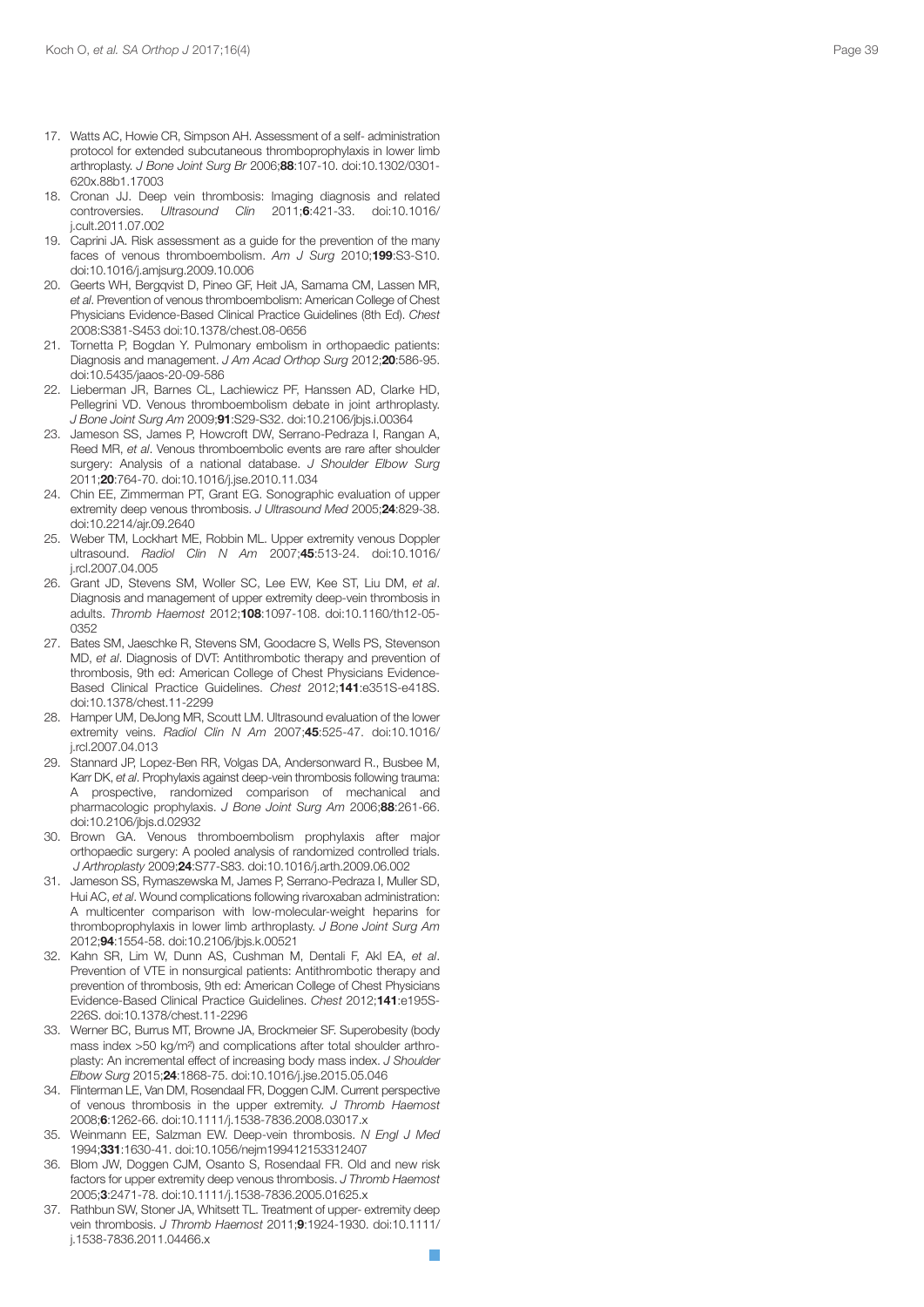17. Watts AC, Howie CR, Simpson AH. Assessment of a self- administration protocol for extended subcutaneous thromboprophylaxis in lower limb arthroplasty. *J Bone Joint Surg Br* 2006;**88**:107-10. doi:10.1302/0301-620x.88b1.17003
18. Cronan JJ. Deep vein thrombosis: Imaging diagnosis and related controversies. *Ultrasound Clin* 2011;**6**:421-33. doi:10.1016/j.cult.2011.07.002
19. Caprini JA. Risk assessment as a guide for the prevention of the many faces of venous thromboembolism. *Am J Surg* 2010;**199**:S3-S10. doi:10.1016/j.amjsurg.2009.10.006
20. Geerts WH, Bergqvist D, Pineo GF, Heit JA, Samama CM, Lassen MR, *et al*. Prevention of venous thromboembolism: American College of Chest Physicians Evidence-Based Clinical Practice Guidelines (8th Ed). *Chest* 2008:S381-S453 doi:10.1378/chest.08-0656
21. Tornetta P, Bogdan Y. Pulmonary embolism in orthopaedic patients: Diagnosis and management. *J Am Acad Orthop Surg* 2012;**20**:586-95. doi:10.5435/jaaos-20-09-586
22. Lieberman JR, Barnes CL, Lachiewicz PF, Hanssen AD, Clarke HD, Pellegrini VD. Venous thromboembolism debate in joint arthroplasty. *J Bone Joint Surg Am* 2009;**91**:S29-S32. doi:10.2106/jbjs.i.00364
23. Jameson SS, James P, Howcroft DW, Serrano-Pedraza I, Rangan A, Reed MR, *et al*. Venous thromboembolic events are rare after shoulder surgery: Analysis of a national database. *J Shoulder Elbow Surg* 2011;**20**:764-70. doi:10.1016/j.jse.2010.11.034
24. Chin EE, Zimmerman PT, Grant EG. Sonographic evaluation of upper extremity deep venous thrombosis. *J Ultrasound Med* 2005;**24**:829-38. doi:10.2214/ajr.09.2640
25. Weber TM, Lockhart ME, Robbin ML. Upper extremity venous Doppler ultrasound. *Radiol Clin N Am* 2007;**45**:513-24. doi:10.1016/j.rcl.2007.04.005
26. Grant JD, Stevens SM, Woller SC, Lee EW, Kee ST, Liu DM, *et al*. Diagnosis and management of upper extremity deep-vein thrombosis in adults. *Thromb Haemost* 2012;**108**:1097-108. doi:10.1160/th12-05-0352
27. Bates SM, Jaeschke R, Stevens SM, Goodacre S, Wells PS, Stevenson MD, *et al*. Diagnosis of DVT: Antithrombotic therapy and prevention of thrombosis, 9th ed: American College of Chest Physicians Evidence-Based Clinical Practice Guidelines. *Chest* 2012;**141**:e351S-e418S. doi:10.1378/chest.11-2299
28. Hamper UM, DeJong MR, Scoutt LM. Ultrasound evaluation of the lower extremity veins. *Radiol Clin N Am* 2007;**45**:525-47. doi:10.1016/j.rcl.2007.04.013
29. Stannard JP, Lopez-Ben RR, Volgas DA, Andersonward R., Busbee M, Karr DK, *et al*. Prophylaxis against deep-vein thrombosis following trauma: A prospective, randomized comparison of mechanical and pharmacologic prophylaxis. *J Bone Joint Surg Am* 2006;**88**:261-66. doi:10.2106/jbjs.d.02932
30. Brown GA. Venous thromboembolism prophylaxis after major orthopaedic surgery: A pooled analysis of randomized controlled trials. *J Arthroplasty* 2009;**24**:S77-S83. doi:10.1016/j.arth.2009.06.002
31. Jameson SS, Rymaszewska M, James P, Serrano-Pedraza I, Muller SD, Hui AC, *et al*. Wound complications following rivaroxaban administration: A multicenter comparison with low-molecular-weight heparins for thromboprophylaxis in lower limb arthroplasty. *J Bone Joint Surg Am* 2012;**94**:1554-58. doi:10.2106/jbjs.k.00521
32. Kahn SR, Lim W, Dunn AS, Cushman M, Dentali F, Akl EA, *et al*. Prevention of VTE in nonsurgical patients: Antithrombotic therapy and prevention of thrombosis, 9th ed: American College of Chest Physicians Evidence-Based Clinical Practice Guidelines. *Chest* 2012;**141**:e195S-226S. doi:10.1378/chest.11-2296
33. Werner BC, Burrus MT, Browne JA, Brockmeier SF. Superobesity (body mass index >50 kg/m²) and complications after total shoulder arthroplasty: An incremental effect of increasing body mass index. *J Shoulder Elbow Surg* 2015;**24**:1868-75. doi:10.1016/j.jse.2015.05.046
34. Flinterman LE, Van DM, Rosendaal FR, Doggen CJM. Current perspective of venous thrombosis in the upper extremity. *J Thromb Haemost* 2008;**6**:1262-66. doi:10.1111/j.1538-7836.2008.03017.x
35. Weinmann EE, Salzman EW. Deep-vein thrombosis. *N Engl J Med* 1994;**331**:1630-41. doi:10.1056/nejm199412153312407
36. Blom JW, Doggen CJM, Osanto S, Rosendaal FR. Old and new risk factors for upper extremity deep venous thrombosis. *J Thromb Haemost* 2005;**3**:2471-78. doi:10.1111/j.1538-7836.2005.01625.x
37. Rathbun SW, Stoner JA, Whitsett TL. Treatment of upper- extremity deep vein thrombosis. *J Thromb Haemost* 2011;**9**:1924-1930. doi:10.1111/j.1538-7836.2011.04466.x